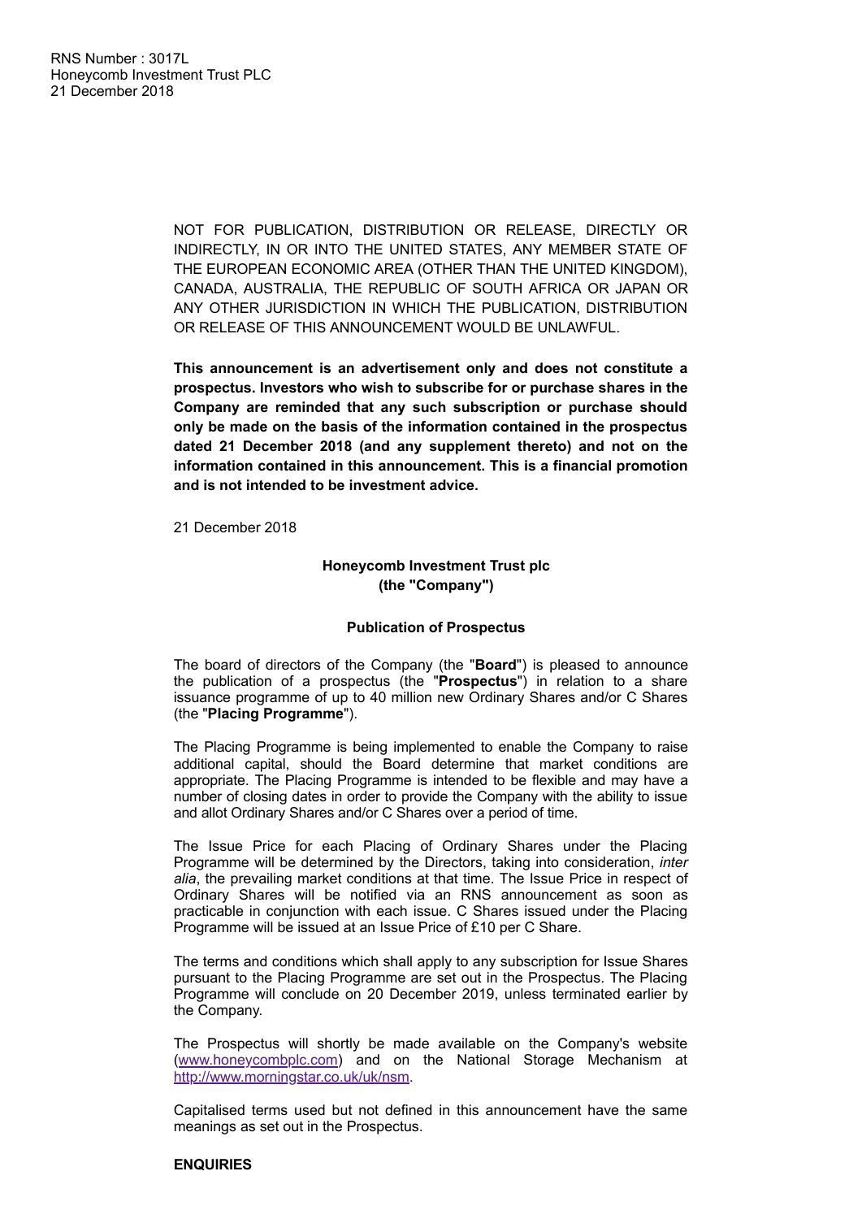RNS Number : 3017L
Honeycomb Investment Trust PLC
21 December 2018

NOT FOR PUBLICATION, DISTRIBUTION OR RELEASE, DIRECTLY OR INDIRECTLY, IN OR INTO THE UNITED STATES, ANY MEMBER STATE OF THE EUROPEAN ECONOMIC AREA (OTHER THAN THE UNITED KINGDOM), CANADA, AUSTRALIA, THE REPUBLIC OF SOUTH AFRICA OR JAPAN OR ANY OTHER JURISDICTION IN WHICH THE PUBLICATION, DISTRIBUTION OR RELEASE OF THIS ANNOUNCEMENT WOULD BE UNLAWFUL.

**This announcement is an advertisement only and does not constitute a prospectus. Investors who wish to subscribe for or purchase shares in the Company are reminded that any such subscription or purchase should only be made on the basis of the information contained in the prospectus dated 21 December 2018 (and any supplement thereto) and not on the information contained in this announcement. This is a financial promotion and is not intended to be investment advice.**

21 December 2018

**Honeycomb Investment Trust plc**
**(the "Company")**

**Publication of Prospectus**

The board of directors of the Company (the "**Board**") is pleased to announce the publication of a prospectus (the "**Prospectus**") in relation to a share issuance programme of up to 40 million new Ordinary Shares and/or C Shares (the "**Placing Programme**").

The Placing Programme is being implemented to enable the Company to raise additional capital, should the Board determine that market conditions are appropriate. The Placing Programme is intended to be flexible and may have a number of closing dates in order to provide the Company with the ability to issue and allot Ordinary Shares and/or C Shares over a period of time.

The Issue Price for each Placing of Ordinary Shares under the Placing Programme will be determined by the Directors, taking into consideration, *inter alia*, the prevailing market conditions at that time. The Issue Price in respect of Ordinary Shares will be notified via an RNS announcement as soon as practicable in conjunction with each issue. C Shares issued under the Placing Programme will be issued at an Issue Price of £10 per C Share.

The terms and conditions which shall apply to any subscription for Issue Shares pursuant to the Placing Programme are set out in the Prospectus. The Placing Programme will conclude on 20 December 2019, unless terminated earlier by the Company.

The Prospectus will shortly be made available on the Company's website (www.honeycombplc.com) and on the National Storage Mechanism at http://www.morningstar.co.uk/uk/nsm.

Capitalised terms used but not defined in this announcement have the same meanings as set out in the Prospectus.

**ENQUIRIES**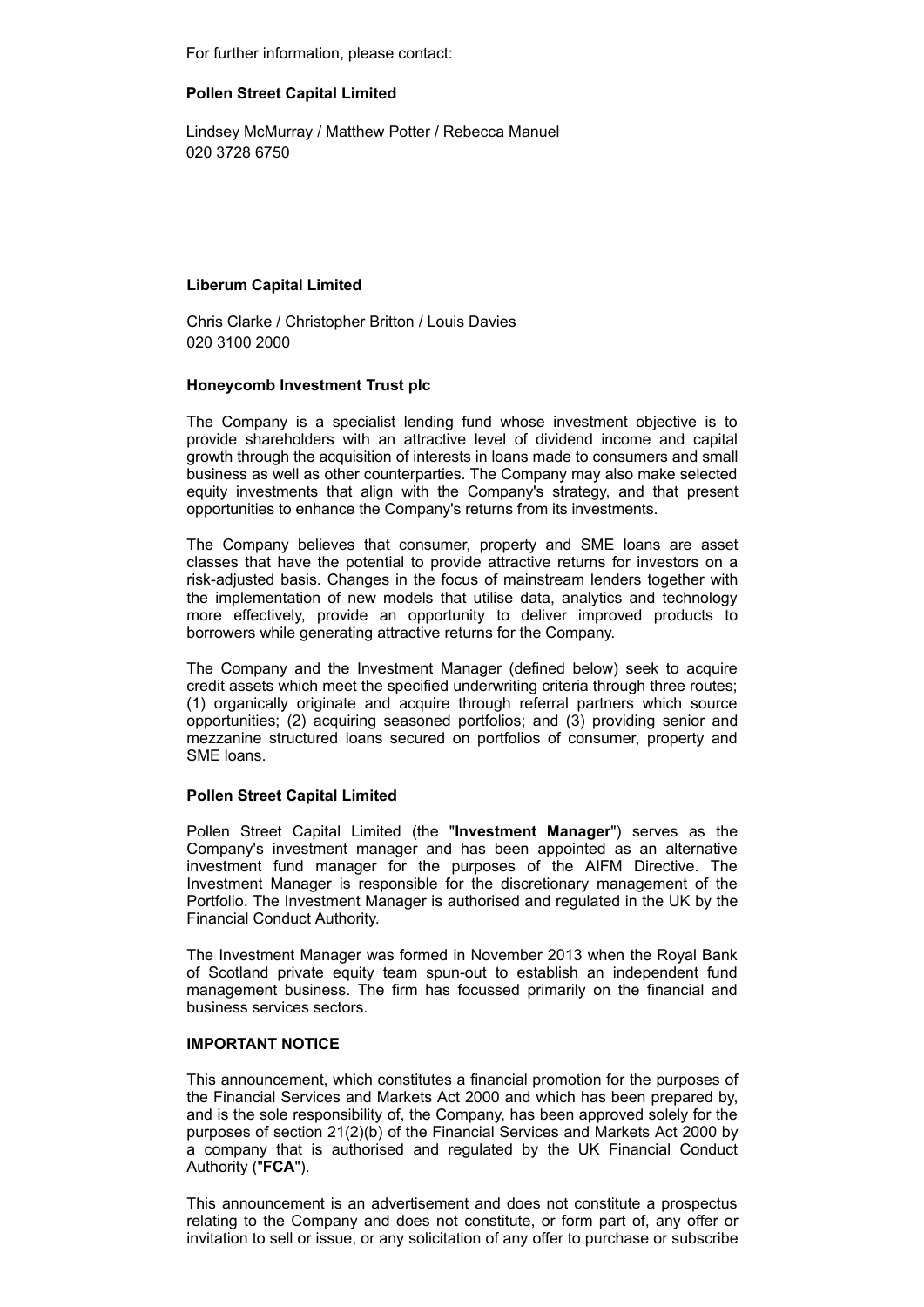For further information, please contact:

**Pollen Street Capital Limited**

Lindsey McMurray / Matthew Potter / Rebecca Manuel
020 3728 6750

**Liberum Capital Limited**

Chris Clarke / Christopher Britton / Louis Davies
020 3100 2000

**Honeycomb Investment Trust plc**

The Company is a specialist lending fund whose investment objective is to provide shareholders with an attractive level of dividend income and capital growth through the acquisition of interests in loans made to consumers and small business as well as other counterparties. The Company may also make selected equity investments that align with the Company's strategy, and that present opportunities to enhance the Company's returns from its investments.

The Company believes that consumer, property and SME loans are asset classes that have the potential to provide attractive returns for investors on a risk-adjusted basis. Changes in the focus of mainstream lenders together with the implementation of new models that utilise data, analytics and technology more effectively, provide an opportunity to deliver improved products to borrowers while generating attractive returns for the Company.

The Company and the Investment Manager (defined below) seek to acquire credit assets which meet the specified underwriting criteria through three routes; (1) organically originate and acquire through referral partners which source opportunities; (2) acquiring seasoned portfolios; and (3) providing senior and mezzanine structured loans secured on portfolios of consumer, property and SME loans.

**Pollen Street Capital Limited**

Pollen Street Capital Limited (the "**Investment Manager**") serves as the Company's investment manager and has been appointed as an alternative investment fund manager for the purposes of the AIFM Directive. The Investment Manager is responsible for the discretionary management of the Portfolio. The Investment Manager is authorised and regulated in the UK by the Financial Conduct Authority.

The Investment Manager was formed in November 2013 when the Royal Bank of Scotland private equity team spun-out to establish an independent fund management business. The firm has focussed primarily on the financial and business services sectors.

**IMPORTANT NOTICE**

This announcement, which constitutes a financial promotion for the purposes of the Financial Services and Markets Act 2000 and which has been prepared by, and is the sole responsibility of, the Company, has been approved solely for the purposes of section 21(2)(b) of the Financial Services and Markets Act 2000 by a company that is authorised and regulated by the UK Financial Conduct Authority ("**FCA**").

This announcement is an advertisement and does not constitute a prospectus relating to the Company and does not constitute, or form part of, any offer or invitation to sell or issue, or any solicitation of any offer to purchase or subscribe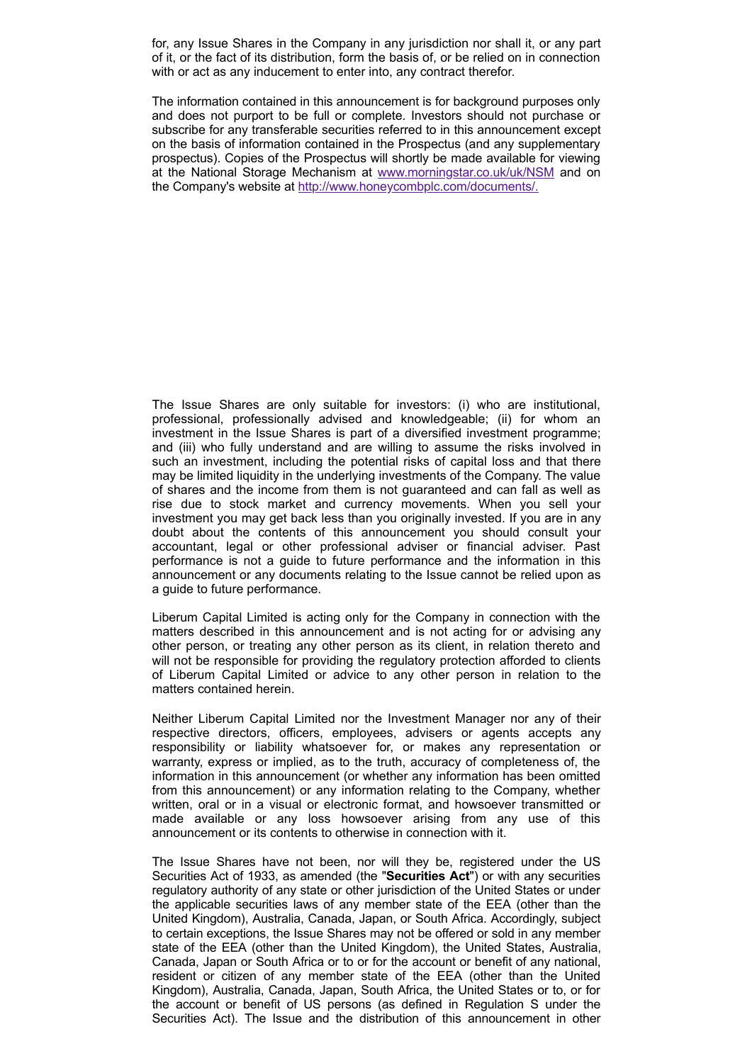for, any Issue Shares in the Company in any jurisdiction nor shall it, or any part of it, or the fact of its distribution, form the basis of, or be relied on in connection with or act as any inducement to enter into, any contract therefor.

The information contained in this announcement is for background purposes only and does not purport to be full or complete. Investors should not purchase or subscribe for any transferable securities referred to in this announcement except on the basis of information contained in the Prospectus (and any supplementary prospectus). Copies of the Prospectus will shortly be made available for viewing at the National Storage Mechanism at [www.morningstar.co.uk/uk/NSM](www.morningstar.co.uk/uk/NSM) and on the Company's website at [http://www.honeycombplc.com/documents/.](http://www.honeycombplc.com/documents/.)

The Issue Shares are only suitable for investors: (i) who are institutional, professional, professionally advised and knowledgeable; (ii) for whom an investment in the Issue Shares is part of a diversified investment programme; and (iii) who fully understand and are willing to assume the risks involved in such an investment, including the potential risks of capital loss and that there may be limited liquidity in the underlying investments of the Company. The value of shares and the income from them is not guaranteed and can fall as well as rise due to stock market and currency movements. When you sell your investment you may get back less than you originally invested. If you are in any doubt about the contents of this announcement you should consult your accountant, legal or other professional adviser or financial adviser. Past performance is not a guide to future performance and the information in this announcement or any documents relating to the Issue cannot be relied upon as a guide to future performance.

Liberum Capital Limited is acting only for the Company in connection with the matters described in this announcement and is not acting for or advising any other person, or treating any other person as its client, in relation thereto and will not be responsible for providing the regulatory protection afforded to clients of Liberum Capital Limited or advice to any other person in relation to the matters contained herein.

Neither Liberum Capital Limited nor the Investment Manager nor any of their respective directors, officers, employees, advisers or agents accepts any responsibility or liability whatsoever for, or makes any representation or warranty, express or implied, as to the truth, accuracy of completeness of, the information in this announcement (or whether any information has been omitted from this announcement) or any information relating to the Company, whether written, oral or in a visual or electronic format, and howsoever transmitted or made available or any loss howsoever arising from any use of this announcement or its contents to otherwise in connection with it.

The Issue Shares have not been, nor will they be, registered under the US Securities Act of 1933, as amended (the "**Securities Act**") or with any securities regulatory authority of any state or other jurisdiction of the United States or under the applicable securities laws of any member state of the EEA (other than the United Kingdom), Australia, Canada, Japan, or South Africa. Accordingly, subject to certain exceptions, the Issue Shares may not be offered or sold in any member state of the EEA (other than the United Kingdom), the United States, Australia, Canada, Japan or South Africa or to or for the account or benefit of any national, resident or citizen of any member state of the EEA (other than the United Kingdom), Australia, Canada, Japan, South Africa, the United States or to, or for the account or benefit of US persons (as defined in Regulation S under the Securities Act). The Issue and the distribution of this announcement in other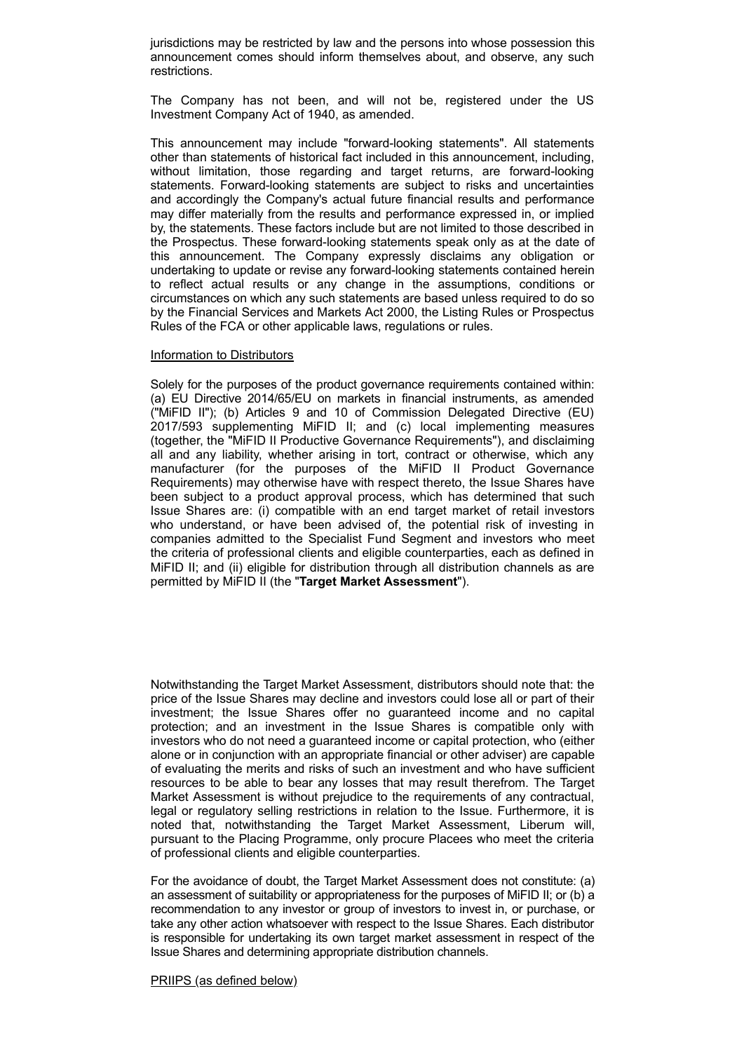jurisdictions may be restricted by law and the persons into whose possession this announcement comes should inform themselves about, and observe, any such restrictions.

The Company has not been, and will not be, registered under the US Investment Company Act of 1940, as amended.

This announcement may include "forward-looking statements". All statements other than statements of historical fact included in this announcement, including, without limitation, those regarding and target returns, are forward-looking statements. Forward-looking statements are subject to risks and uncertainties and accordingly the Company's actual future financial results and performance may differ materially from the results and performance expressed in, or implied by, the statements. These factors include but are not limited to those described in the Prospectus. These forward-looking statements speak only as at the date of this announcement. The Company expressly disclaims any obligation or undertaking to update or revise any forward-looking statements contained herein to reflect actual results or any change in the assumptions, conditions or circumstances on which any such statements are based unless required to do so by the Financial Services and Markets Act 2000, the Listing Rules or Prospectus Rules of the FCA or other applicable laws, regulations or rules.

Information to Distributors

Solely for the purposes of the product governance requirements contained within: (a) EU Directive 2014/65/EU on markets in financial instruments, as amended ("MiFID II"); (b) Articles 9 and 10 of Commission Delegated Directive (EU) 2017/593 supplementing MiFID II; and (c) local implementing measures (together, the "MiFID II Productive Governance Requirements"), and disclaiming all and any liability, whether arising in tort, contract or otherwise, which any manufacturer (for the purposes of the MiFID II Product Governance Requirements) may otherwise have with respect thereto, the Issue Shares have been subject to a product approval process, which has determined that such Issue Shares are: (i) compatible with an end target market of retail investors who understand, or have been advised of, the potential risk of investing in companies admitted to the Specialist Fund Segment and investors who meet the criteria of professional clients and eligible counterparties, each as defined in MiFID II; and (ii) eligible for distribution through all distribution channels as are permitted by MiFID II (the "**Target Market Assessment**").

Notwithstanding the Target Market Assessment, distributors should note that: the price of the Issue Shares may decline and investors could lose all or part of their investment; the Issue Shares offer no guaranteed income and no capital protection; and an investment in the Issue Shares is compatible only with investors who do not need a guaranteed income or capital protection, who (either alone or in conjunction with an appropriate financial or other adviser) are capable of evaluating the merits and risks of such an investment and who have sufficient resources to be able to bear any losses that may result therefrom. The Target Market Assessment is without prejudice to the requirements of any contractual, legal or regulatory selling restrictions in relation to the Issue. Furthermore, it is noted that, notwithstanding the Target Market Assessment, Liberum will, pursuant to the Placing Programme, only procure Placees who meet the criteria of professional clients and eligible counterparties.

For the avoidance of doubt, the Target Market Assessment does not constitute: (a) an assessment of suitability or appropriateness for the purposes of MiFID II; or (b) a recommendation to any investor or group of investors to invest in, or purchase, or take any other action whatsoever with respect to the Issue Shares. Each distributor is responsible for undertaking its own target market assessment in respect of the Issue Shares and determining appropriate distribution channels.

PRIIPS (as defined below)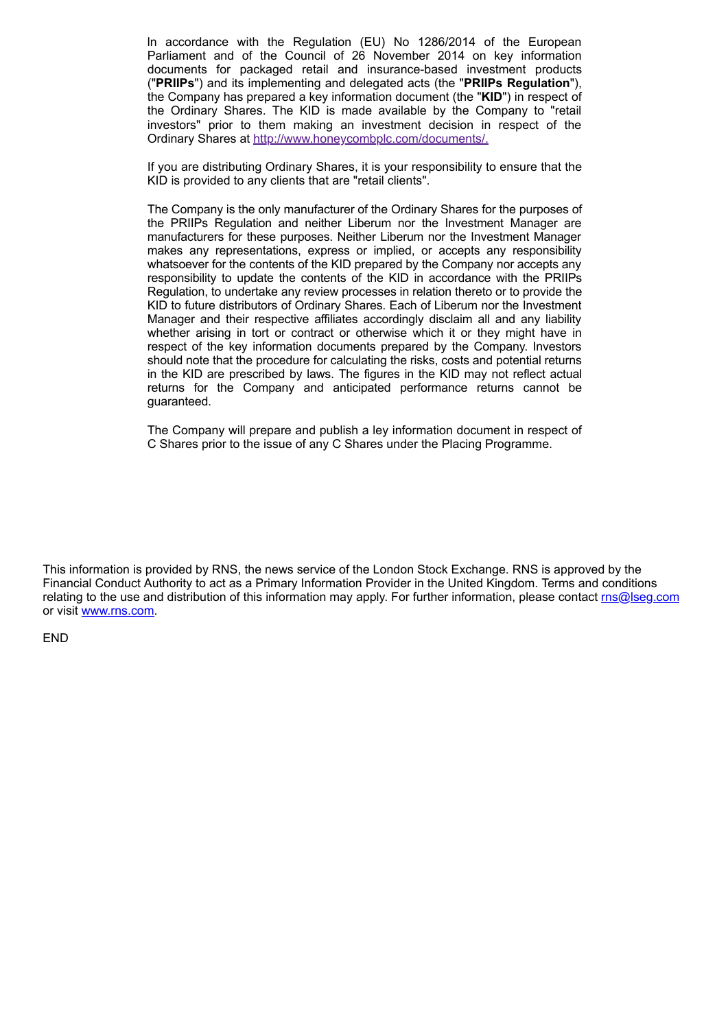In accordance with the Regulation (EU) No 1286/2014 of the European Parliament and of the Council of 26 November 2014 on key information documents for packaged retail and insurance-based investment products ("**PRIIPs**") and its implementing and delegated acts (the "**PRIIPs Regulation**"), the Company has prepared a key information document (the "**KID**") in respect of the Ordinary Shares. The KID is made available by the Company to "retail investors" prior to them making an investment decision in respect of the Ordinary Shares at http://www.honeycombplc.com/documents/.

If you are distributing Ordinary Shares, it is your responsibility to ensure that the KID is provided to any clients that are "retail clients".

The Company is the only manufacturer of the Ordinary Shares for the purposes of the PRIIPs Regulation and neither Liberum nor the Investment Manager are manufacturers for these purposes. Neither Liberum nor the Investment Manager makes any representations, express or implied, or accepts any responsibility whatsoever for the contents of the KID prepared by the Company nor accepts any responsibility to update the contents of the KID in accordance with the PRIIPs Regulation, to undertake any review processes in relation thereto or to provide the KID to future distributors of Ordinary Shares. Each of Liberum nor the Investment Manager and their respective affiliates accordingly disclaim all and any liability whether arising in tort or contract or otherwise which it or they might have in respect of the key information documents prepared by the Company. Investors should note that the procedure for calculating the risks, costs and potential returns in the KID are prescribed by laws. The figures in the KID may not reflect actual returns for the Company and anticipated performance returns cannot be guaranteed.

The Company will prepare and publish a ley information document in respect of C Shares prior to the issue of any C Shares under the Placing Programme.

This information is provided by RNS, the news service of the London Stock Exchange. RNS is approved by the Financial Conduct Authority to act as a Primary Information Provider in the United Kingdom. Terms and conditions relating to the use and distribution of this information may apply. For further information, please contact rns@lseg.com or visit www.rns.com.

END